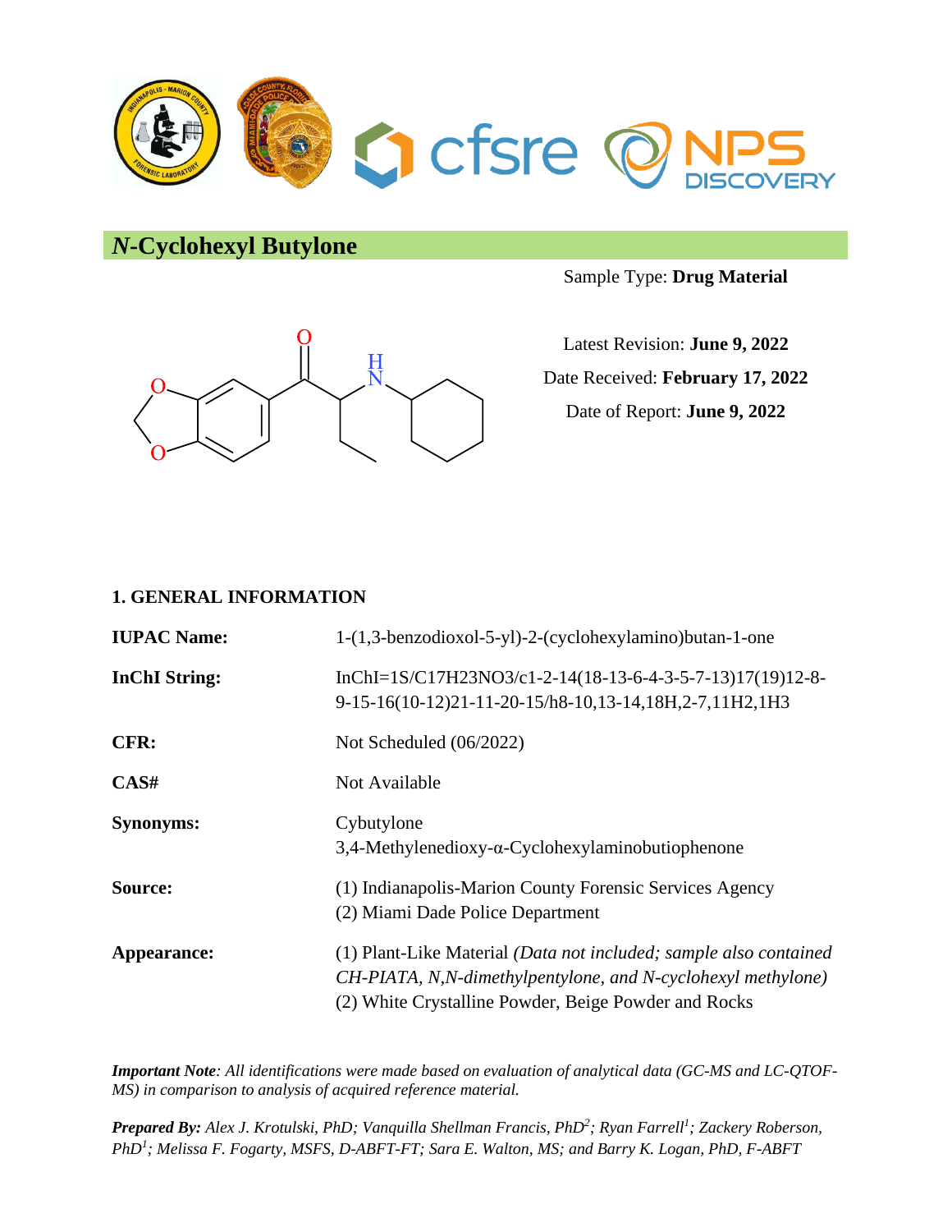# *N*-Cyclohexyl Butylone

Sample Type: **Drug Material**

Latest Revision: **June 9, 2022**

Date Received: **February 17, 2022**

Date of Report: **June 9, 2022**

## 1. GENERAL INFORMATION

**IUPAC Name:** 1-(1,3-benzodioxol-5-yl)-2-(cyclohexylamino)butan-1-one

**InChI String:** InChI=1S/C17H23NO3/c1-2-14(18-13-6-4-3-5-7-13)17(19)12-8-9-15-16(10-12)21-11-20-15/h8-10,13-14,18H,2-7,11H2,1H3

**CFR:** Not Scheduled (06/2022)

**CAS#** Not Available

**Synonyms:** Cybutylone
3,4-Methylenedioxy-α-Cyclohexylaminobutiophenone

**Source:** (1) Indianapolis-Marion County Forensic Services Agency
(2) Miami Dade Police Department

**Appearance:** (1) Plant-Like Material *(Data not included; sample also contained CH-PIATA, N,N-dimethylpentylone, and N-cyclohexyl methylone)*
(2) White Crystalline Powder, Beige Powder and Rocks

***Important Note**: All identifications were made based on evaluation of analytical data (GC-MS and LC-QTOF-MS) in comparison to analysis of acquired reference material.*

***Prepared By:** Alex J. Krotulski, PhD; Vanquilla Shellman Francis, PhD[2]; Ryan Farrell[1]; Zackery Roberson, PhD[1]; Melissa F. Fogarty, MSFS, D-ABFT-FT; Sara E. Walton, MS; and Barry K. Logan, PhD, F-ABFT*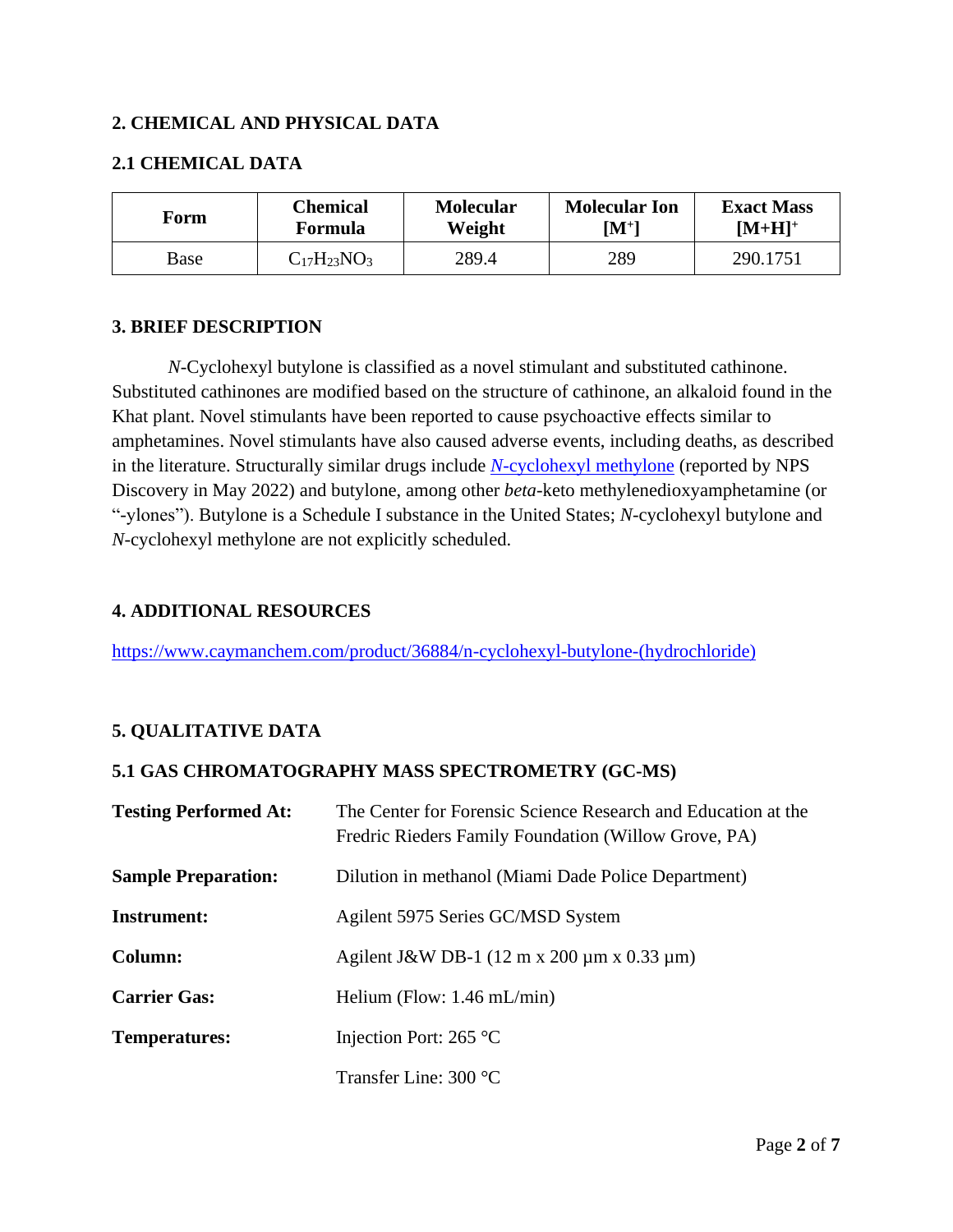## 2. CHEMICAL AND PHYSICAL DATA

### 2.1 CHEMICAL DATA

| Form | Chemical Formula | Molecular Weight | Molecular Ion [M$^+$] | Exact Mass [M+H]$^+$ |
|---|---|---|---|---|
| Base | $C_{17}H_{23}NO_3$ | 289.4 | 289 | 290.1751 |

## 3. BRIEF DESCRIPTION

*N*-Cyclohexyl butylone is classified as a novel stimulant and substituted cathinone. Substituted cathinones are modified based on the structure of cathinone, an alkaloid found in the Khat plant. Novel stimulants have been reported to cause psychoactive effects similar to amphetamines. Novel stimulants have also caused adverse events, including deaths, as described in the literature. Structurally similar drugs include [*N*-cyclohexyl methylone] (reported by NPS Discovery in May 2022) and butylone, among other *beta*-keto methylenedioxyamphetamine (or "-ylones"). Butylone is a Schedule I substance in the United States; *N*-cyclohexyl butylone and *N*-cyclohexyl methylone are not explicitly scheduled.

## 4. ADDITIONAL RESOURCES

https://www.caymanchem.com/product/36884/n-cyclohexyl-butylone-(hydrochloride)

## 5. QUALITATIVE DATA

### 5.1 GAS CHROMATOGRAPHY MASS SPECTROMETRY (GC-MS)

**Testing Performed At:** The Center for Forensic Science Research and Education at the Fredric Rieders Family Foundation (Willow Grove, PA)

**Sample Preparation:** Dilution in methanol (Miami Dade Police Department)

**Instrument:** Agilent 5975 Series GC/MSD System

**Column:** Agilent J&W DB-1 (12 m x 200 µm x 0.33 µm)

**Carrier Gas:** Helium (Flow: 1.46 mL/min)

**Temperatures:** Injection Port: 265 °C

Transfer Line: 300 °C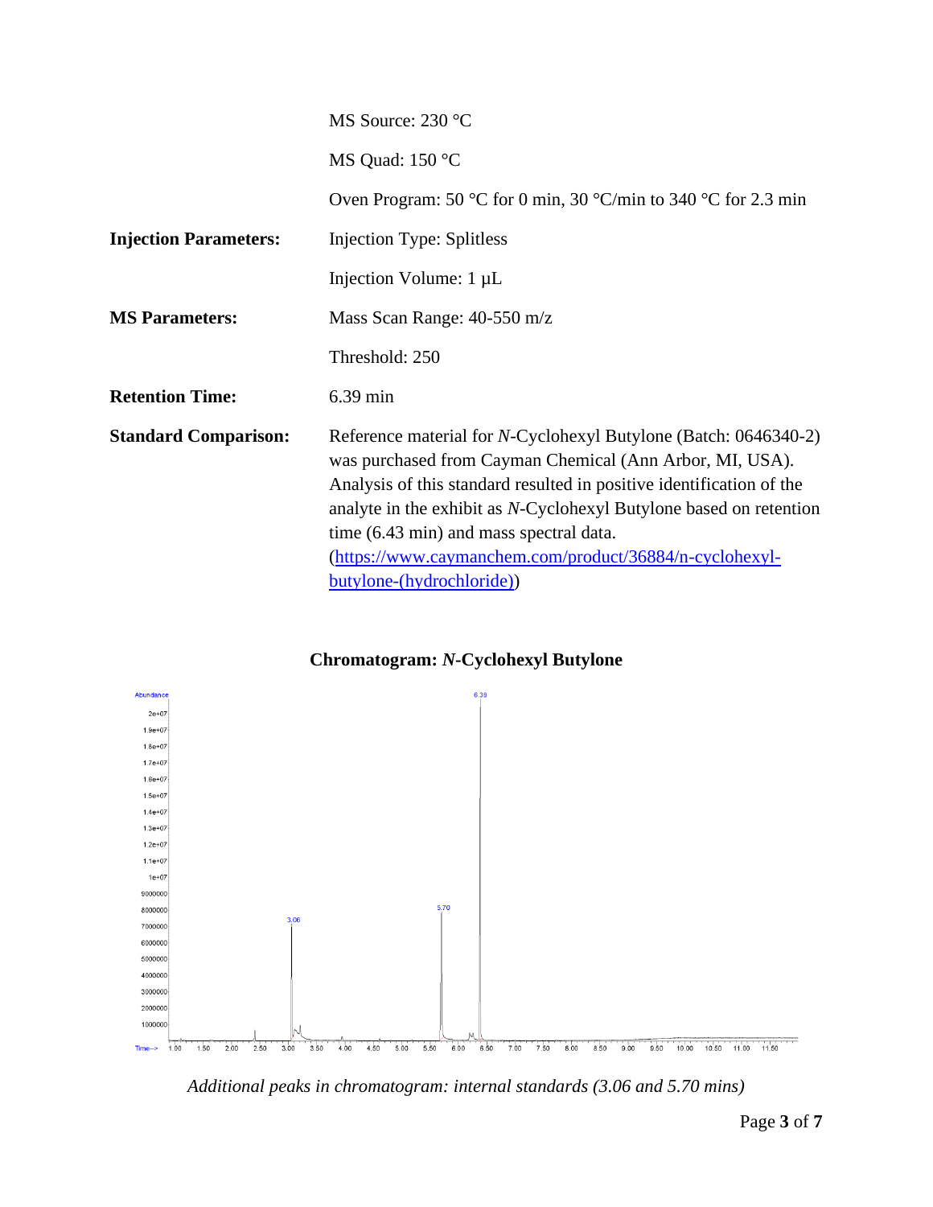| | |
|---|---|
| | MS Source: 230 °C |
| | MS Quad: 150 °C |
| | Oven Program: 50 °C for 0 min, 30 °C/min to 340 °C for 2.3 min |
| **Injection Parameters:** | Injection Type: Splitless |
| | Injection Volume: 1 μL |
| **MS Parameters:** | Mass Scan Range: 40-550 m/z |
| | Threshold: 250 |
| **Retention Time:** | 6.39 min |
| **Standard Comparison:** | Reference material for *N*-Cyclohexyl Butylone (Batch: 0646340-2) was purchased from Cayman Chemical (Ann Arbor, MI, USA). Analysis of this standard resulted in positive identification of the analyte in the exhibit as *N*-Cyclohexyl Butylone based on retention time (6.43 min) and mass spectral data. ([https://www.caymanchem.com/product/36884/n-cyclohexyl-butylone-(hydrochloride)](https://www.caymanchem.com/product/36884/n-cyclohexyl-butylone-(hydrochloride))) |

## Chromatogram: *N*-Cyclohexyl Butylone

*Additional peaks in chromatogram: internal standards (3.06 and 5.70 mins)*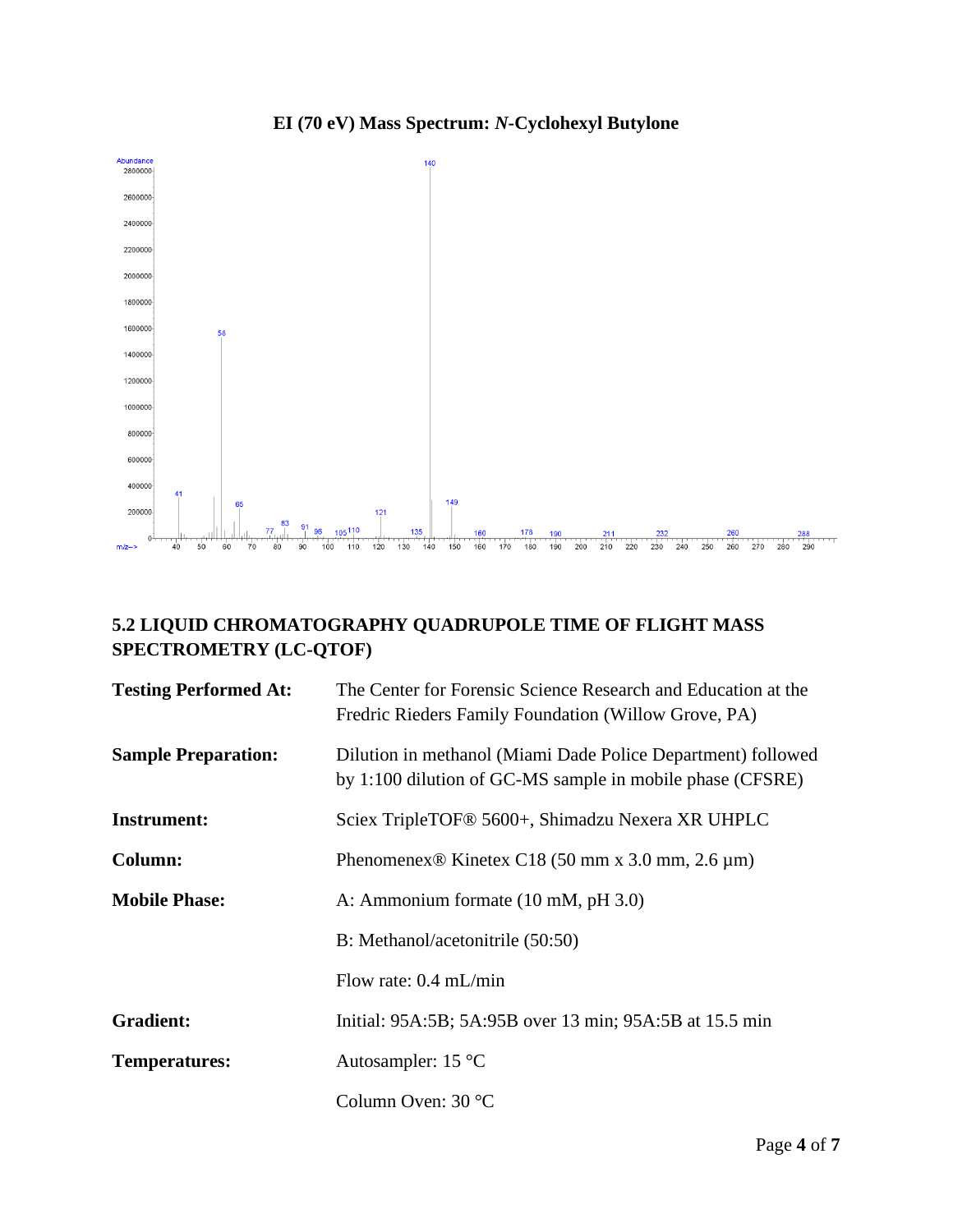**EI (70 eV) Mass Spectrum: *N*-Cyclohexyl Butylone**

## 5.2 LIQUID CHROMATOGRAPHY QUADRUPOLE TIME OF FLIGHT MASS SPECTROMETRY (LC-QTOF)

| | |
|---|---|
| **Testing Performed At:** | The Center for Forensic Science Research and Education at the Fredric Rieders Family Foundation (Willow Grove, PA) |
| **Sample Preparation:** | Dilution in methanol (Miami Dade Police Department) followed by 1:100 dilution of GC-MS sample in mobile phase (CFSRE) |
| **Instrument:** | Sciex TripleTOF® 5600+, Shimadzu Nexera XR UHPLC |
| **Column:** | Phenomenex® Kinetex C18 (50 mm x 3.0 mm, 2.6 µm) |
| **Mobile Phase:** | A: Ammonium formate (10 mM, pH 3.0) |
| | B: Methanol/acetonitrile (50:50) |
| | Flow rate: 0.4 mL/min |
| **Gradient:** | Initial: 95A:5B; 5A:95B over 13 min; 95A:5B at 15.5 min |
| **Temperatures:** | Autosampler: 15 °C |
| | Column Oven: 30 °C |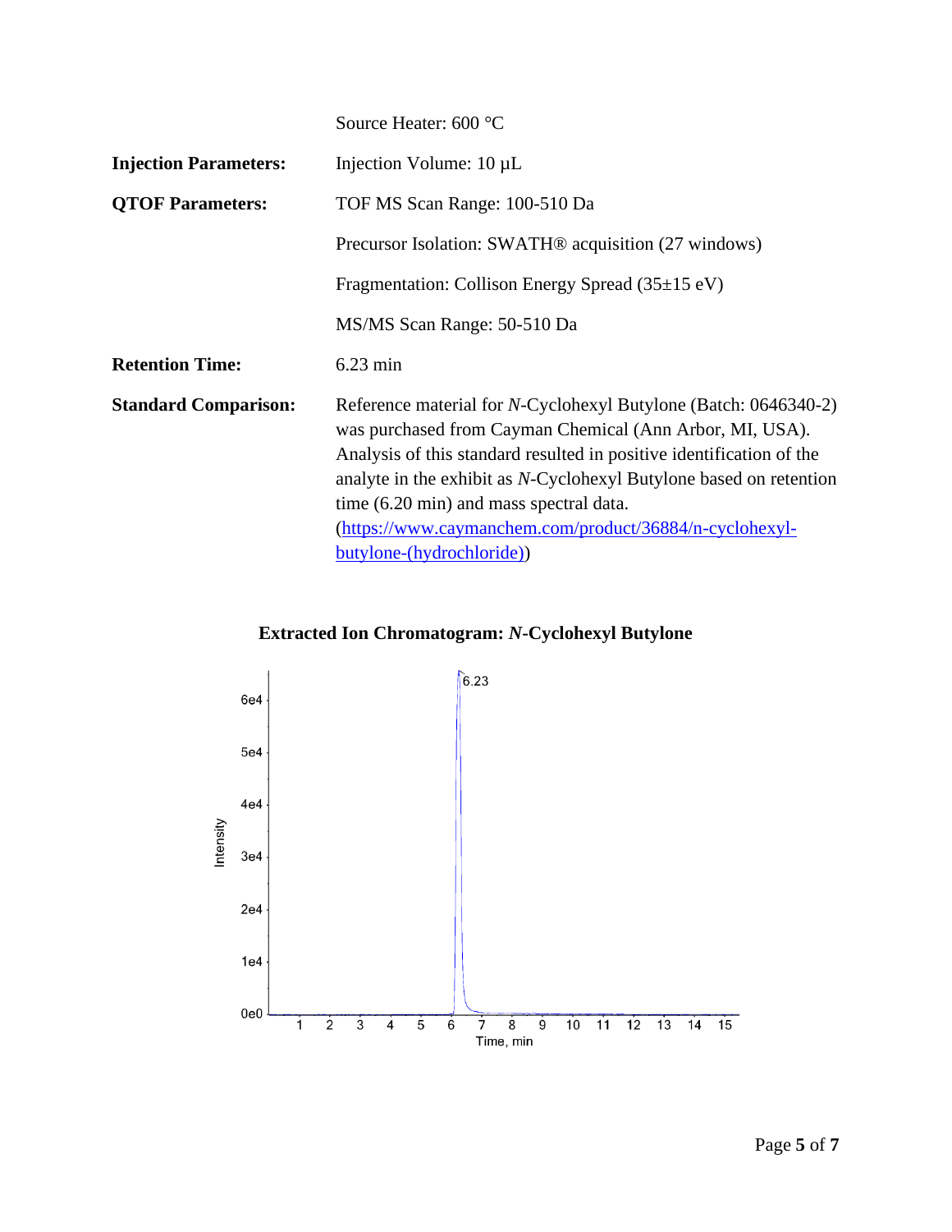| | |
|---|---|
| | Source Heater: 600 °C |
| **Injection Parameters:** | Injection Volume: 10 µL |
| **QTOF Parameters:** | TOF MS Scan Range: 100-510 Da |
| | Precursor Isolation: SWATH® acquisition (27 windows) |
| | Fragmentation: Collison Energy Spread (35±15 eV) |
| | MS/MS Scan Range: 50-510 Da |
| **Retention Time:** | 6.23 min |
| **Standard Comparison:** | Reference material for *N*-Cyclohexyl Butylone (Batch: 0646340-2) was purchased from Cayman Chemical (Ann Arbor, MI, USA). Analysis of this standard resulted in positive identification of the analyte in the exhibit as *N*-Cyclohexyl Butylone based on retention time (6.20 min) and mass spectral data. ([https://www.caymanchem.com/product/36884/n-cyclohexyl-butylone-(hydrochloride)](https://www.caymanchem.com/product/36884/n-cyclohexyl-butylone-(hydrochloride))) |

**Extracted Ion Chromatogram: *N*-Cyclohexyl Butylone**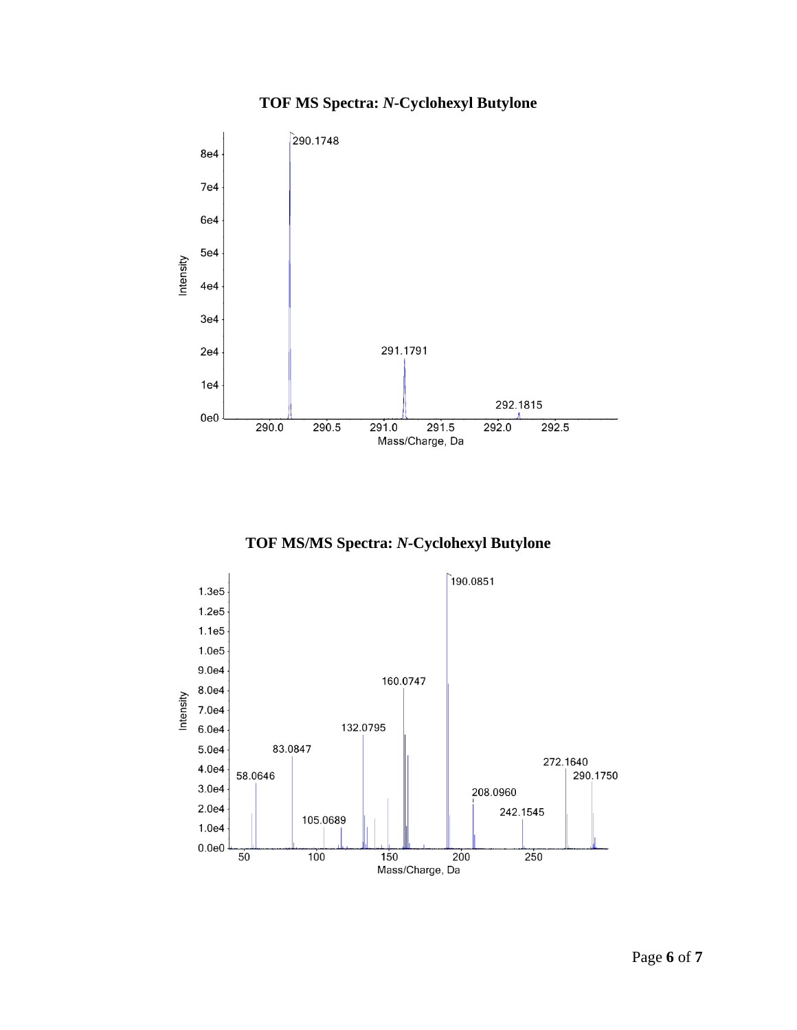**TOF MS Spectra: *N*-Cyclohexyl Butylone**

**TOF MS/MS Spectra: *N*-Cyclohexyl Butylone**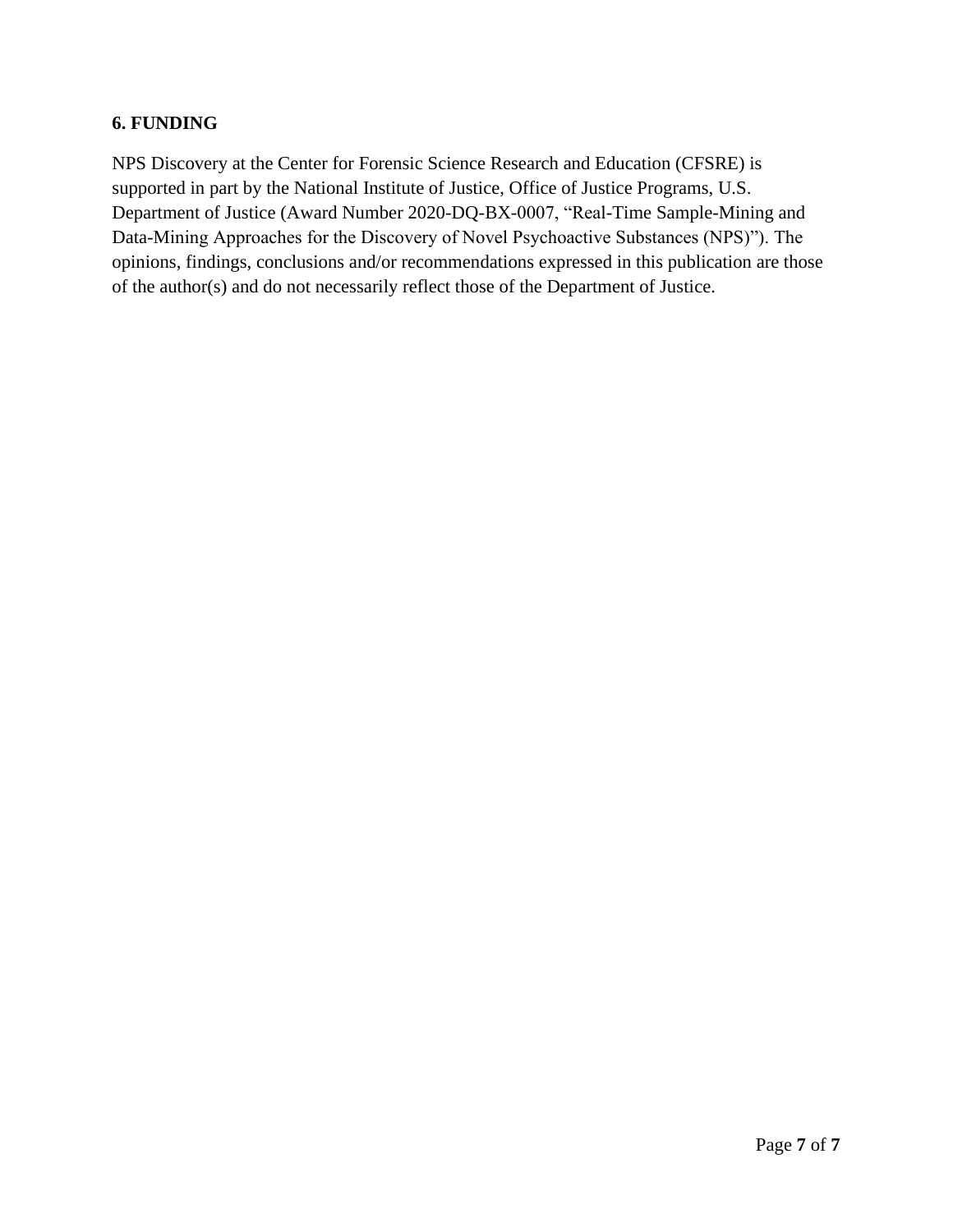## 6. FUNDING

NPS Discovery at the Center for Forensic Science Research and Education (CFSRE) is supported in part by the National Institute of Justice, Office of Justice Programs, U.S. Department of Justice (Award Number 2020-DQ-BX-0007, "Real-Time Sample-Mining and Data-Mining Approaches for the Discovery of Novel Psychoactive Substances (NPS)"). The opinions, findings, conclusions and/or recommendations expressed in this publication are those of the author(s) and do not necessarily reflect those of the Department of Justice.